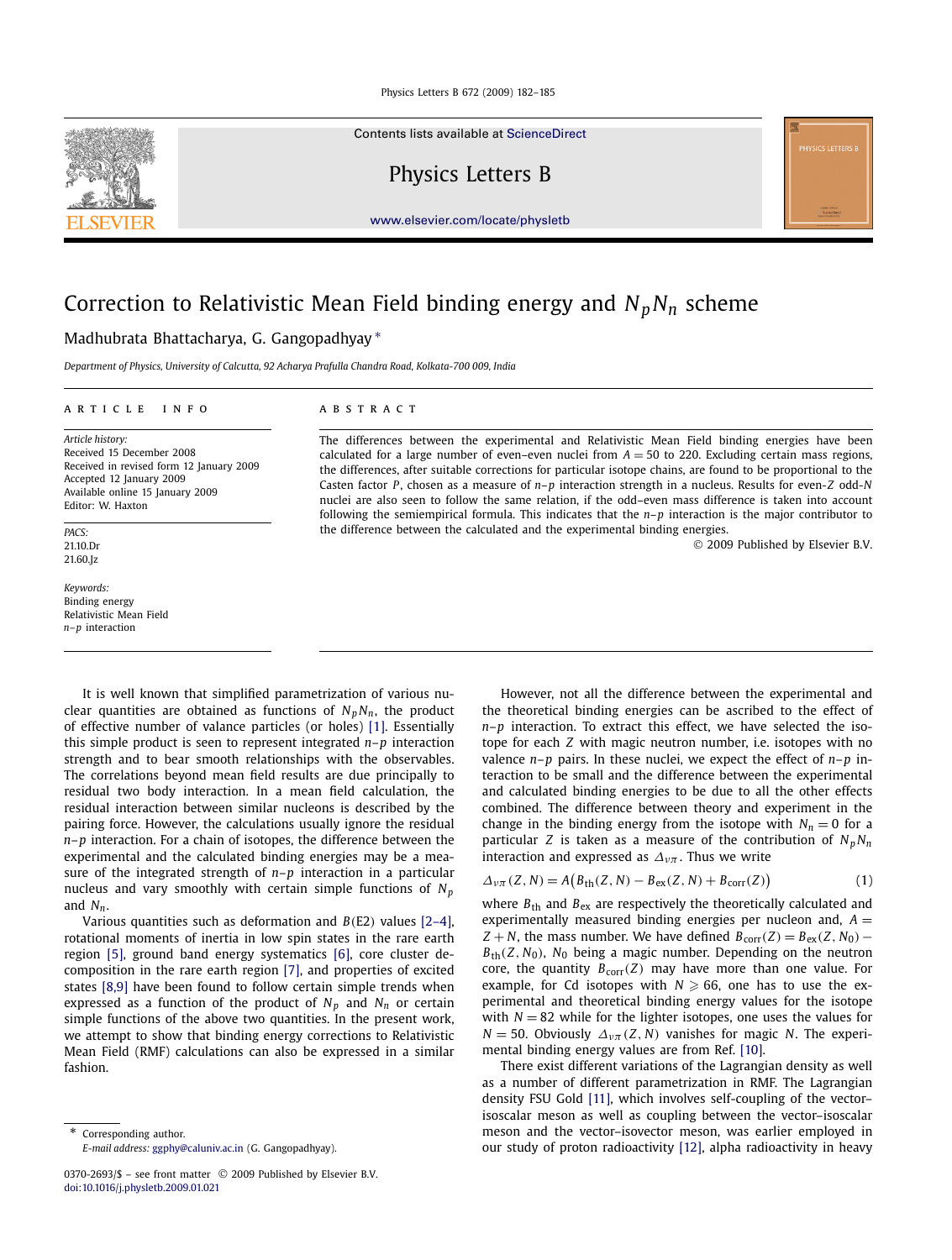# Correction to Relativistic Mean Field binding energy and $N_pN_n$ scheme

Madhubrata Bhattacharya, G. Gangopadhyay *

*Department of Physics, University of Calcutta, 92 Acharya Prafulla Chandra Road, Kolkata-700 009, India*

**ARTICLE INFO**

*Article history:*
Received 15 December 2008
Received in revised form 12 January 2009
Accepted 12 January 2009
Available online 15 January 2009
Editor: W. Haxton

*PACS:*
21.10.Dr
21.60.Jz

*Keywords:*
Binding energy
Relativistic Mean Field
$n$–$p$ interaction

**ABSTRACT**

The differences between the experimental and Relativistic Mean Field binding energies have been calculated for a large number of even–even nuclei from $A = 50$ to 220. Excluding certain mass regions, the differences, after suitable corrections for particular isotope chains, are found to be proportional to the Casten factor $P$, chosen as a measure of $n$–$p$ interaction strength in a nucleus. Results for even-$Z$ odd-$N$ nuclei are also seen to follow the same relation, if the odd–even mass difference is taken into account following the semiempirical formula. This indicates that the $n$–$p$ interaction is the major contributor to the difference between the calculated and the experimental binding energies.

© 2009 Published by Elsevier B.V.

It is well known that simplified parametrization of various nuclear quantities are obtained as functions of $N_pN_n$, the product of effective number of valance particles (or holes) [1]. Essentially this simple product is seen to represent integrated $n$–$p$ interaction strength and to bear smooth relationships with the observables. The correlations beyond mean field results are due principally to residual two body interaction. In a mean field calculation, the residual interaction between similar nucleons is described by the pairing force. However, the calculations usually ignore the residual $n$–$p$ interaction. For a chain of isotopes, the difference between the experimental and the calculated binding energies may be a measure of the integrated strength of $n$–$p$ interaction in a particular nucleus and vary smoothly with certain simple functions of $N_p$ and $N_n$.

Various quantities such as deformation and $B(E2)$ values [2–4], rotational moments of inertia in low spin states in the rare earth region [5], ground band energy systematics [6], core cluster decomposition in the rare earth region [7], and properties of excited states [8,9] have been found to follow certain simple trends when expressed as a function of the product of $N_p$ and $N_n$ or certain simple functions of the above two quantities. In the present work, we attempt to show that binding energy corrections to Relativistic Mean Field (RMF) calculations can also be expressed in a similar fashion.

However, not all the difference between the experimental and the theoretical binding energies can be ascribed to the effect of $n$–$p$ interaction. To extract this effect, we have selected the isotope for each $Z$ with magic neutron number, i.e. isotopes with no valence $n$–$p$ pairs. In these nuclei, we expect the effect of $n$–$p$ interaction to be small and the difference between the experimental and calculated binding energies to be due to all the other effects combined. The difference between theory and experiment in the change in the binding energy from the isotope with $N_n = 0$ for a particular $Z$ is taken as a measure of the contribution of $N_pN_n$ interaction and expressed as $\Delta_{\nu\pi}$. Thus we write

$$\Delta_{\nu\pi}(Z,N) = A\big(B_{\text{th}}(Z,N) - B_{\text{ex}}(Z,N) + B_{\text{corr}}(Z)\big) \tag{1}$$

where $B_{\text{th}}$ and $B_{\text{ex}}$ are respectively the theoretically calculated and experimentally measured binding energies per nucleon and, $A = Z + N$, the mass number. We have defined $B_{\text{corr}}(Z) = B_{\text{ex}}(Z, N_0) - B_{\text{th}}(Z, N_0)$, $N_0$ being a magic number. Depending on the neutron core, the quantity $B_{\text{corr}}(Z)$ may have more than one value. For example, for Cd isotopes with $N \geqslant 66$, one has to use the experimental and theoretical binding energy values for the isotope with $N = 82$ while for the lighter isotopes, one uses the values for $N = 50$. Obviously $\Delta_{\nu\pi}(Z, N)$ vanishes for magic $N$. The experimental binding energy values are from Ref. [10].

There exist different variations of the Lagrangian density as well as a number of different parametrization in RMF. The Lagrangian density FSU Gold [11], which involves self-coupling of the vector–isoscalar meson as well as coupling between the vector–isoscalar meson and the vector–isovector meson, was earlier employed in our study of proton radioactivity [12], alpha radioactivity in heavy

* Corresponding author.
*E-mail address:* ggphy@caluniv.ac.in (G. Gangopadhyay).

0370-2693/$ – see front matter © 2009 Published by Elsevier B.V.
doi:10.1016/j.physletb.2009.01.021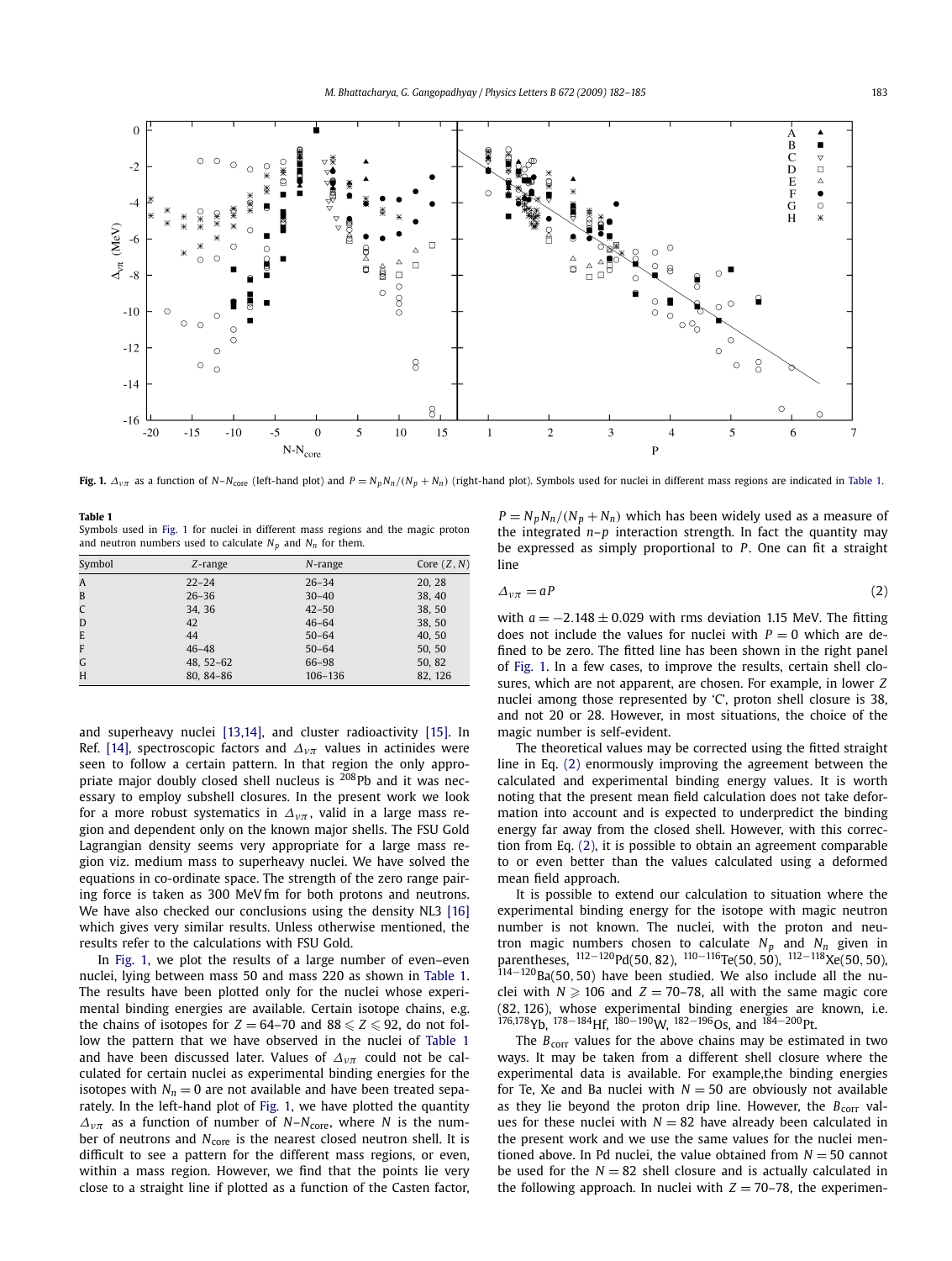**Fig. 1.** $\Delta_{\nu\pi}$ as a function of $N$–$N_{\text{core}}$ (left-hand plot) and $P = N_p N_n/(N_p + N_n)$ (right-hand plot). Symbols used for nuclei in different mass regions are indicated in Table 1.

**Table 1**
Symbols used in Fig. 1 for nuclei in different mass regions and the magic proton and neutron numbers used to calculate $N_p$ and $N_n$ for them.

| Symbol | $Z$-range | $N$-range | Core $(Z, N)$ |
|---|---|---|---|
| A | 22–24 | 26–34 | 20, 28 |
| B | 26–36 | 30–40 | 38, 40 |
| C | 34, 36 | 42–50 | 38, 50 |
| D | 42 | 46–64 | 38, 50 |
| E | 44 | 50–64 | 40, 50 |
| F | 46–48 | 50–64 | 50, 50 |
| G | 48, 52–62 | 66–98 | 50, 82 |
| H | 80, 84–86 | 106–136 | 82, 126 |

and superheavy nuclei [13,14], and cluster radioactivity [15]. In Ref. [14], spectroscopic factors and $\Delta_{\nu\pi}$ values in actinides were seen to follow a certain pattern. In that region the only appropriate major doubly closed shell nucleus is $^{208}$Pb and it was necessary to employ subshell closures. In the present work we look for a more robust systematics in $\Delta_{\nu\pi}$, valid in a large mass region and dependent only on the known major shells. The FSU Gold Lagrangian density seems very appropriate for a large mass region viz. medium mass to superheavy nuclei. We have solved the equations in co-ordinate space. The strength of the zero range pairing force is taken as 300 MeV fm for both protons and neutrons. We have also checked our conclusions using the density NL3 [16] which gives very similar results. Unless otherwise mentioned, the results refer to the calculations with FSU Gold.

In Fig. 1, we plot the results of a large number of even–even nuclei, lying between mass 50 and mass 220 as shown in Table 1. The results have been plotted only for the nuclei whose experimental binding energies are available. Certain isotope chains, e.g. the chains of isotopes for $Z = 64$–$70$ and $88 \leqslant Z \leqslant 92$, do not follow the pattern that we have observed in the nuclei of Table 1 and have been discussed later. Values of $\Delta_{\nu\pi}$ could not be calculated for certain nuclei as experimental binding energies for the isotopes with $N_n = 0$ are not available and have been treated separately. In the left-hand plot of Fig. 1, we have plotted the quantity $\Delta_{\nu\pi}$ as a function of number of $N$–$N_{\text{core}}$, where $N$ is the number of neutrons and $N_{\text{core}}$ is the nearest closed neutron shell. It is difficult to see a pattern for the different mass regions, or even, within a mass region. However, we find that the points lie very close to a straight line if plotted as a function of the Casten factor, $P = N_p N_n/(N_p + N_n)$ which has been widely used as a measure of the integrated $n$–$p$ interaction strength. In fact the quantity may be expressed as simply proportional to $P$. One can fit a straight line

$$\Delta_{\nu\pi} = aP \tag{2}$$

with $a = -2.148 \pm 0.029$ with rms deviation 1.15 MeV. The fitting does not include the values for nuclei with $P = 0$ which are defined to be zero. The fitted line has been shown in the right panel of Fig. 1. In a few cases, to improve the results, certain shell closures, which are not apparent, are chosen. For example, in lower $Z$ nuclei among those represented by 'C', proton shell closure is 38, and not 20 or 28. However, in most situations, the choice of the magic number is self-evident.

The theoretical values may be corrected using the fitted straight line in Eq. (2) enormously improving the agreement between the calculated and experimental binding energy values. It is worth noting that the present mean field calculation does not take deformation into account and is expected to underpredict the binding energy far away from the closed shell. However, with this correction from Eq. (2), it is possible to obtain an agreement comparable to or even better than the values calculated using a deformed mean field approach.

It is possible to extend our calculation to situation where the experimental binding energy for the isotope with magic neutron number is not known. The nuclei, with the proton and neutron magic numbers chosen to calculate $N_p$ and $N_n$ given in parentheses, $^{112-120}$Pd(50, 82), $^{110-116}$Te(50, 50), $^{112-118}$Xe(50, 50), $^{114-120}$Ba(50, 50) have been studied. We also include all the nuclei with $N \geqslant 106$ and $Z = 70$–$78$, all with the same magic core (82, 126), whose experimental binding energies are known, i.e. $^{176,178}$Yb, $^{178-184}$Hf, $^{180-190}$W, $^{182-196}$Os, and $^{184-200}$Pt.

The $B_{\text{corr}}$ values for the above chains may be estimated in two ways. It may be taken from a different shell closure where the experimental data is available. For example,the binding energies for Te, Xe and Ba nuclei with $N = 50$ are obviously not available as they lie beyond the proton drip line. However, the $B_{\text{corr}}$ values for these nuclei with $N = 82$ have already been calculated in the present work and we use the same values for the nuclei mentioned above. In Pd nuclei, the value obtained from $N = 50$ cannot be used for the $N = 82$ shell closure and is actually calculated in the following approach. In nuclei with $Z = 70$–$78$, the experimen-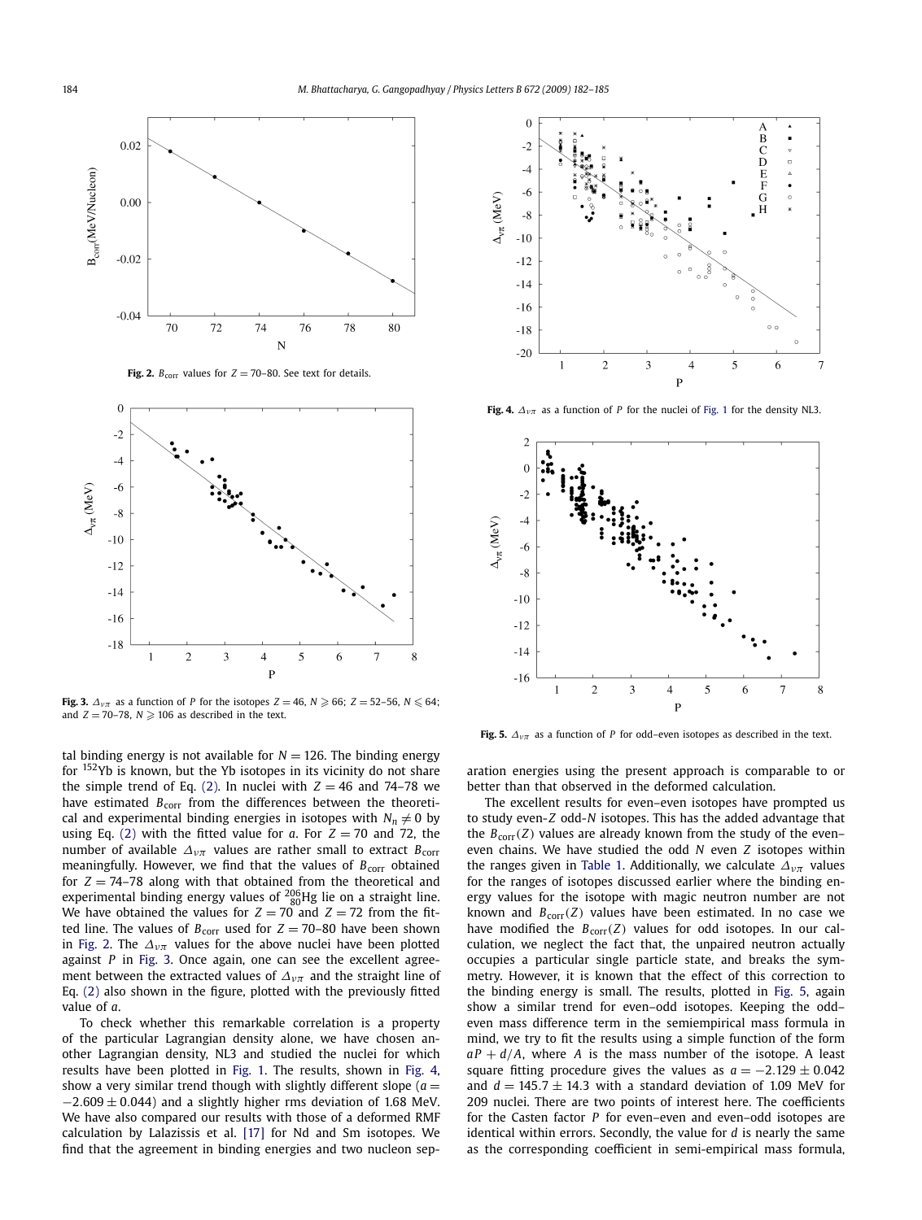**Fig. 2.** $B_{corr}$ values for $Z = 70$–$80$. See text for details.

**Fig. 3.** $\Delta_{\nu\pi}$ as a function of $P$ for the isotopes $Z = 46$, $N \geqslant 66$; $Z = 52$–$56$, $N \leqslant 64$; and $Z = 70$–$78$, $N \geqslant 106$ as described in the text.

**Fig. 4.** $\Delta_{\nu\pi}$ as a function of $P$ for the nuclei of Fig. 1 for the density NL3.

**Fig. 5.** $\Delta_{\nu\pi}$ as a function of $P$ for odd–even isotopes as described in the text.

tal binding energy is not available for $N = 126$. The binding energy for $^{152}$Yb is known, but the Yb isotopes in its vicinity do not share the simple trend of Eq. (2). In nuclei with $Z = 46$ and 74–78 we have estimated $B_{corr}$ from the differences between the theoretical and experimental binding energies in isotopes with $N_n \neq 0$ by using Eq. (2) with the fitted value for $a$. For $Z = 70$ and 72, the number of available $\Delta_{\nu\pi}$ values are rather small to extract $B_{corr}$ meaningfully. However, we find that the values of $B_{corr}$ obtained for $Z = 74$–$78$ along with that obtained from the theoretical and experimental binding energy values of $^{206}_{80}$Hg lie on a straight line. We have obtained the values for $Z = 70$ and $Z = 72$ from the fitted line. The values of $B_{corr}$ used for $Z = 70$–$80$ have been shown in Fig. 2. The $\Delta_{\nu\pi}$ values for the above nuclei have been plotted against $P$ in Fig. 3. Once again, one can see the excellent agreement between the extracted values of $\Delta_{\nu\pi}$ and the straight line of Eq. (2) also shown in the figure, plotted with the previously fitted value of $a$.

To check whether this remarkable correlation is a property of the particular Lagrangian density alone, we have chosen another Lagrangian density, NL3 and studied the nuclei for which results have been plotted in Fig. 1. The results, shown in Fig. 4, show a very similar trend though with slightly different slope ($a = -2.609 \pm 0.044$) and a slightly higher rms deviation of 1.68 MeV. We have also compared our results with those of a deformed RMF calculation by Lalazissis et al. [17] for Nd and Sm isotopes. We find that the agreement in binding energies and two nucleon separation energies using the present approach is comparable to or better than that observed in the deformed calculation.

The excellent results for even–even isotopes have prompted us to study even-$Z$ odd-$N$ isotopes. This has the added advantage that the $B_{corr}(Z)$ values are already known from the study of the even–even chains. We have studied the odd $N$ even $Z$ isotopes within the ranges given in Table 1. Additionally, we calculate $\Delta_{\nu\pi}$ values for the ranges of isotopes discussed earlier where the binding energy values for the isotope with magic neutron number are not known and $B_{corr}(Z)$ values have been estimated. In no case we have modified the $B_{corr}(Z)$ values for odd isotopes. In our calculation, we neglect the fact that, the unpaired neutron actually occupies a particular single particle state, and breaks the symmetry. However, it is known that the effect of this correction to the binding energy is small. The results, plotted in Fig. 5, again show a similar trend for even–odd isotopes. Keeping the odd–even mass difference term in the semiempirical mass formula in mind, we try to fit the results using a simple function of the form $aP + d/A$, where $A$ is the mass number of the isotope. A least square fitting procedure gives the values as $a = -2.129 \pm 0.042$ and $d = 145.7 \pm 14.3$ with a standard deviation of 1.09 MeV for 209 nuclei. There are two points of interest here. The coefficients for the Casten factor $P$ for even–even and even–odd isotopes are identical within errors. Secondly, the value for $d$ is nearly the same as the corresponding coefficient in semi-empirical mass formula,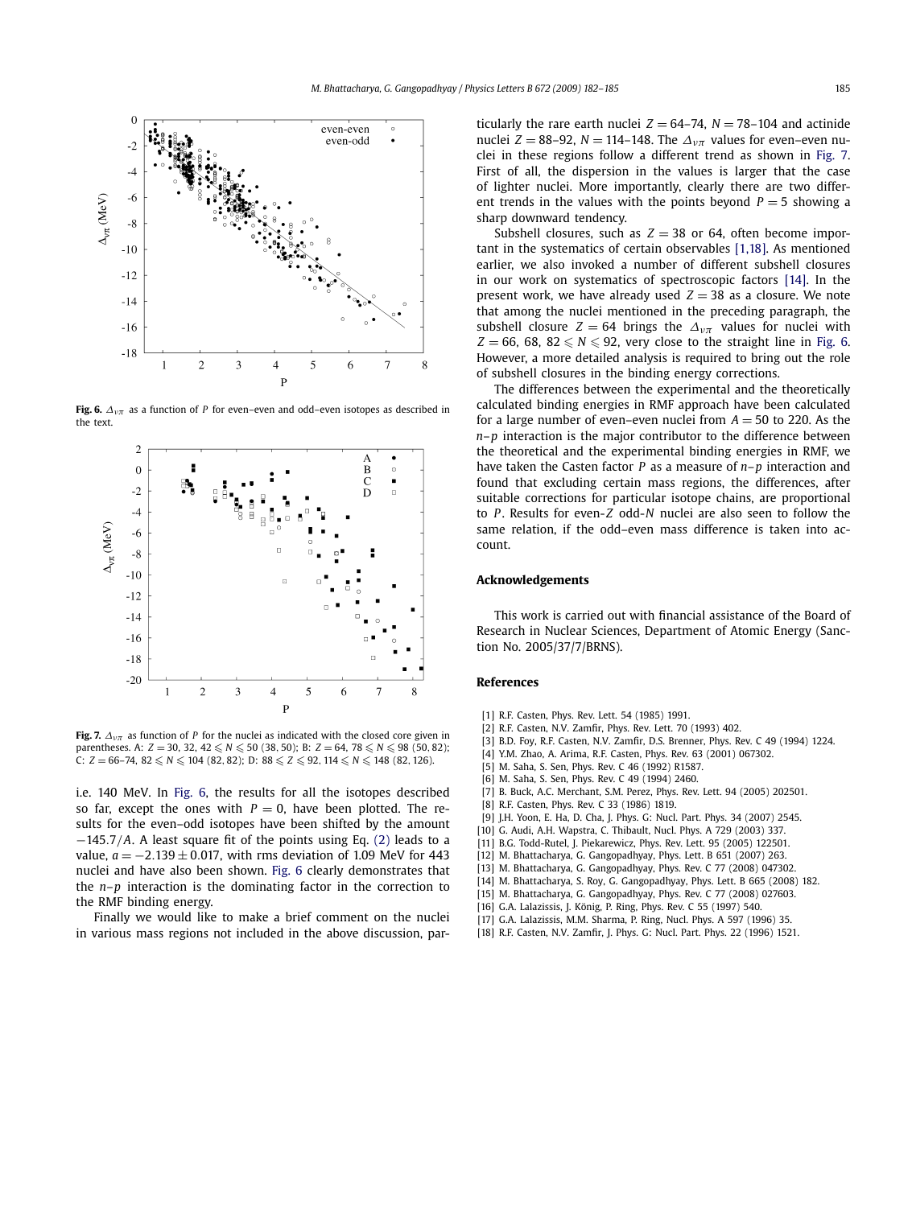0
-2
-4
-6
-8
-10
-12
-14
-16
-18
1 2 3 4 5 6 7 8
P
$\Delta_{\nu\pi}$ (MeV)
even-even
even-odd

**Fig. 6.** $\Delta_{\nu\pi}$ as a function of $P$ for even–even and odd–even isotopes as described in the text.

2
0
-2
-4
-6
-8
-10
-12
-14
-16
-18
-20
1 2 3 4 5 6 7 8
P
$\Delta_{\nu\pi}$ (MeV)
A
B
C
D

**Fig. 7.** $\Delta_{\nu\pi}$ as function of $P$ for the nuclei as indicated with the closed core given in parentheses. A: $Z = 30, 32$, $42 \leqslant N \leqslant 50$ (38, 50); B: $Z = 64$, $78 \leqslant N \leqslant 98$ (50, 82); C: $Z = 66$–$74$, $82 \leqslant N \leqslant 104$ (82, 82); D: $88 \leqslant Z \leqslant 92$, $114 \leqslant N \leqslant 148$ (82, 126).

i.e. 140 MeV. In Fig. 6, the results for all the isotopes described so far, except the ones with $P = 0$, have been plotted. The results for the even–odd isotopes have been shifted by the amount $-145.7/A$. A least square fit of the points using Eq. (2) leads to a value, $a = -2.139 \pm 0.017$, with rms deviation of 1.09 MeV for 443 nuclei and have also been shown. Fig. 6 clearly demonstrates that the $n$–$p$ interaction is the dominating factor in the correction to the RMF binding energy.

Finally we would like to make a brief comment on the nuclei in various mass regions not included in the above discussion, particularly the rare earth nuclei $Z = 64$–$74$, $N = 78$–$104$ and actinide nuclei $Z = 88$–$92$, $N = 114$–$148$. The $\Delta_{\nu\pi}$ values for even–even nuclei in these regions follow a different trend as shown in Fig. 7. First of all, the dispersion in the values is larger that the case of lighter nuclei. More importantly, clearly there are two different trends in the values with the points beyond $P = 5$ showing a sharp downward tendency.

Subshell closures, such as $Z = 38$ or 64, often become important in the systematics of certain observables [1,18]. As mentioned earlier, we also invoked a number of different subshell closures in our work on systematics of spectroscopic factors [14]. In the present work, we have already used $Z = 38$ as a closure. We note that among the nuclei mentioned in the preceding paragraph, the subshell closure $Z = 64$ brings the $\Delta_{\nu\pi}$ values for nuclei with $Z = 66$, 68, $82 \leqslant N \leqslant 92$, very close to the straight line in Fig. 6. However, a more detailed analysis is required to bring out the role of subshell closures in the binding energy corrections.

The differences between the experimental and the theoretically calculated binding energies in RMF approach have been calculated for a large number of even–even nuclei from $A = 50$ to 220. As the $n$–$p$ interaction is the major contributor to the difference between the theoretical and the experimental binding energies in RMF, we have taken the Casten factor $P$ as a measure of $n$–$p$ interaction and found that excluding certain mass regions, the differences, after suitable corrections for particular isotope chains, are proportional to $P$. Results for even-$Z$ odd-$N$ nuclei are also seen to follow the same relation, if the odd–even mass difference is taken into account.

## Acknowledgements

This work is carried out with financial assistance of the Board of Research in Nuclear Sciences, Department of Atomic Energy (Sanction No. 2005/37/7/BRNS).

## References

[1] R.F. Casten, Phys. Rev. Lett. 54 (1985) 1991.
[2] R.F. Casten, N.V. Zamfir, Phys. Rev. Lett. 70 (1993) 402.
[3] B.D. Foy, R.F. Casten, N.V. Zamfir, D.S. Brenner, Phys. Rev. C 49 (1994) 1224.
[4] Y.M. Zhao, A. Arima, R.F. Casten, Phys. Rev. 63 (2001) 067302.
[5] M. Saha, S. Sen, Phys. Rev. C 46 (1992) R1587.
[6] M. Saha, S. Sen, Phys. Rev. C 49 (1994) 2460.
[7] B. Buck, A.C. Merchant, S.M. Perez, Phys. Rev. Lett. 94 (2005) 202501.
[8] R.F. Casten, Phys. Rev. C 33 (1986) 1819.
[9] J.H. Yoon, E. Ha, D. Cha, J. Phys. G: Nucl. Part. Phys. 34 (2007) 2545.
[10] G. Audi, A.H. Wapstra, C. Thibault, Nucl. Phys. A 729 (2003) 337.
[11] B.G. Todd-Rutel, J. Piekarewicz, Phys. Rev. Lett. 95 (2005) 122501.
[12] M. Bhattacharya, G. Gangopadhyay, Phys. Lett. B 651 (2007) 263.
[13] M. Bhattacharya, G. Gangopadhyay, Phys. Rev. C 77 (2008) 047302.
[14] M. Bhattacharya, S. Roy, G. Gangopadhyay, Phys. Lett. B 665 (2008) 182.
[15] M. Bhattacharya, G. Gangopadhyay, Phys. Rev. C 77 (2008) 027603.
[16] G.A. Lalazissis, J. König, P. Ring, Phys. Rev. C 55 (1997) 540.
[17] G.A. Lalazissis, M.M. Sharma, P. Ring, Nucl. Phys. A 597 (1996) 35.
[18] R.F. Casten, N.V. Zamfir, J. Phys. G: Nucl. Part. Phys. 22 (1996) 1521.